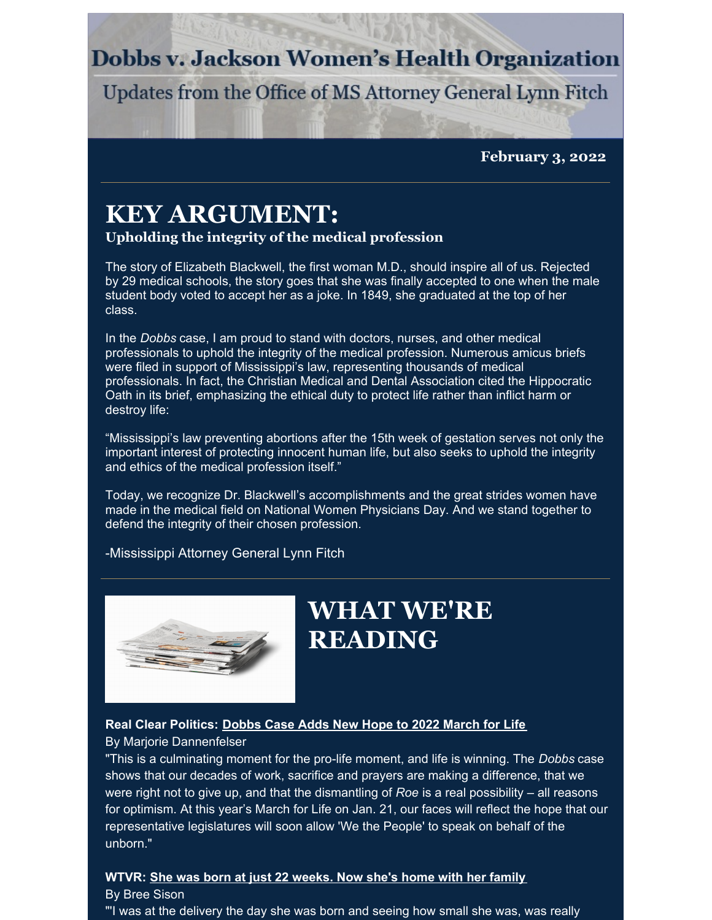# Dobbs v. Jackson Women's Health Organization

Updates from the Office of MS Attorney General Lynn Fitch

**February 3, 2022**

## KEY ARGUMENT:

### Upholding the integrity of the medical profession

The story of Elizabeth Blackwell, the first woman M.D., should inspire all of us. Rejected by 29 medical schools, the story goes that she was finally accepted to one when the male student body voted to accept her as a joke. In 1849, she graduated at the top of her class.

In the *Dobbs* case, I am proud to stand with doctors, nurses, and other medical professionals to uphold the integrity of the medical profession. Numerous amicus briefs were filed in support of Mississippi's law, representing thousands of medical professionals. In fact, the Christian Medical and Dental Association cited the Hippocratic Oath in its brief, emphasizing the ethical duty to protect life rather than inflict harm or destroy life:

"Mississippi's law preventing abortions after the 15th week of gestation serves not only the important interest of protecting innocent human life, but also seeks to uphold the integrity and ethics of the medical profession itself."

Today, we recognize Dr. Blackwell's accomplishments and the great strides women have made in the medical field on National Women Physicians Day. And we stand together to defend the integrity of their chosen profession.

-Mississippi Attorney General Lynn Fitch

## WHAT WE'RE READING

**Real Clear Politics: Dobbs Case Adds New Hope to 2022 March for Life**

By Marjorie Dannenfelser

"This is a culminating moment for the pro-life moment, and life is winning. The *Dobbs* case shows that our decades of work, sacrifice and prayers are making a difference, that we were right not to give up, and that the dismantling of *Roe* is a real possibility – all reasons for optimism. At this year's March for Life on Jan. 21, our faces will reflect the hope that our representative legislatures will soon allow 'We the People' to speak on behalf of the unborn."

**WTVR: She was born at just 22 weeks. Now she's home with her family**

By Bree Sison

"'I was at the delivery the day she was born and seeing how small she was, was really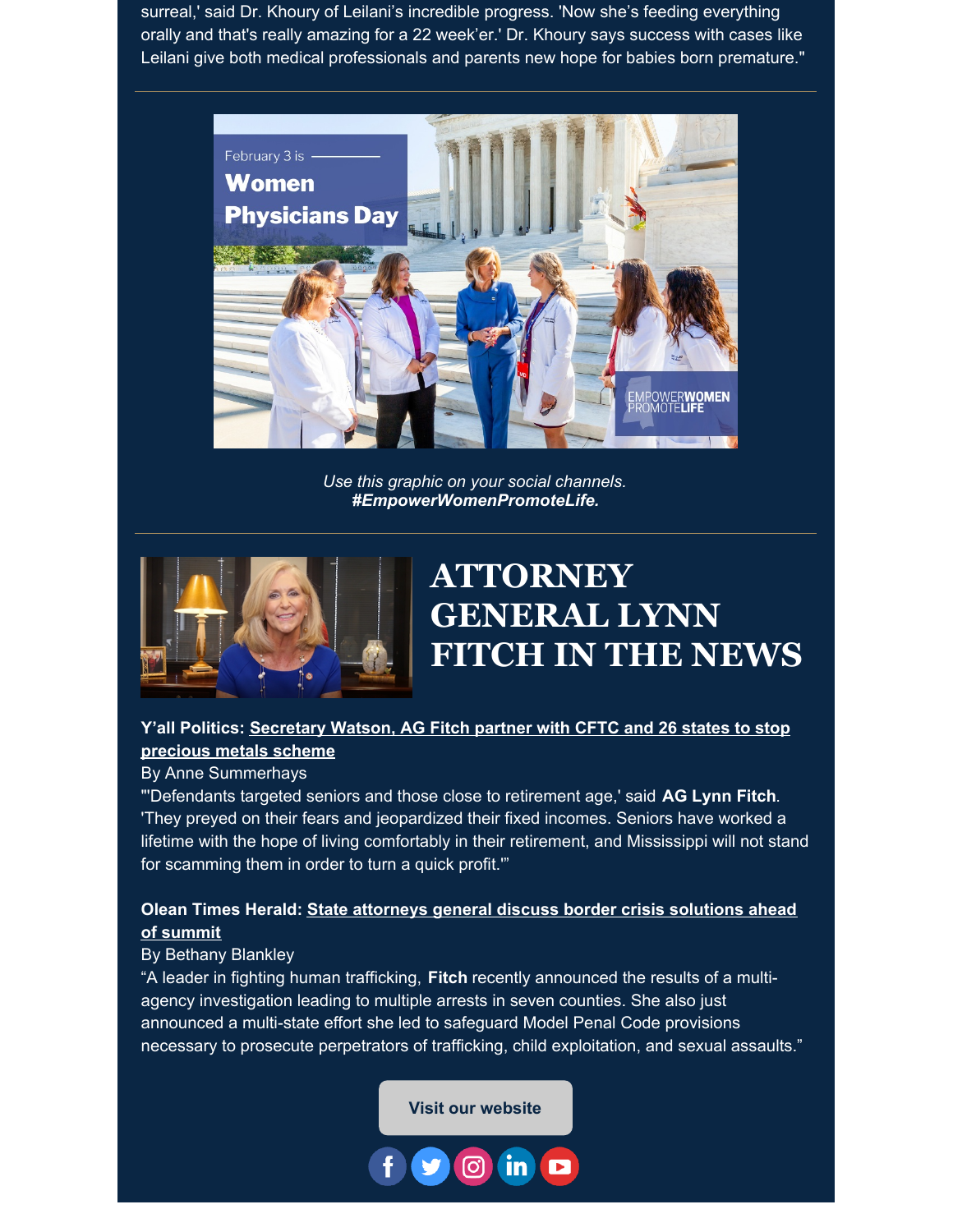surreal,' said Dr. Khoury of Leilani's incredible progress. 'Now she's feeding everything orally and that's really amazing for a 22 week'er.' Dr. Khoury says success with cases like Leilani give both medical professionals and parents new hope for babies born premature."

---

*Use this graphic on your social channels.*
***#EmpowerWomenPromoteLife.***

---

# ATTORNEY GENERAL LYNN FITCH IN THE NEWS

**Y'all Politics: Secretary Watson, AG Fitch partner with CFTC and 26 states to stop precious metals scheme**
By Anne Summerhays
"'Defendants targeted seniors and those close to retirement age,' said **AG Lynn Fitch**. 'They preyed on their fears and jeopardized their fixed incomes. Seniors have worked a lifetime with the hope of living comfortably in their retirement, and Mississippi will not stand for scamming them in order to turn a quick profit.'"

**Olean Times Herald: State attorneys general discuss border crisis solutions ahead of summit**
By Bethany Blankley
"A leader in fighting human trafficking, **Fitch** recently announced the results of a multi-agency investigation leading to multiple arrests in seven counties. She also just announced a multi-state effort she led to safeguard Model Penal Code provisions necessary to prosecute perpetrators of trafficking, child exploitation, and sexual assaults."

Visit our website